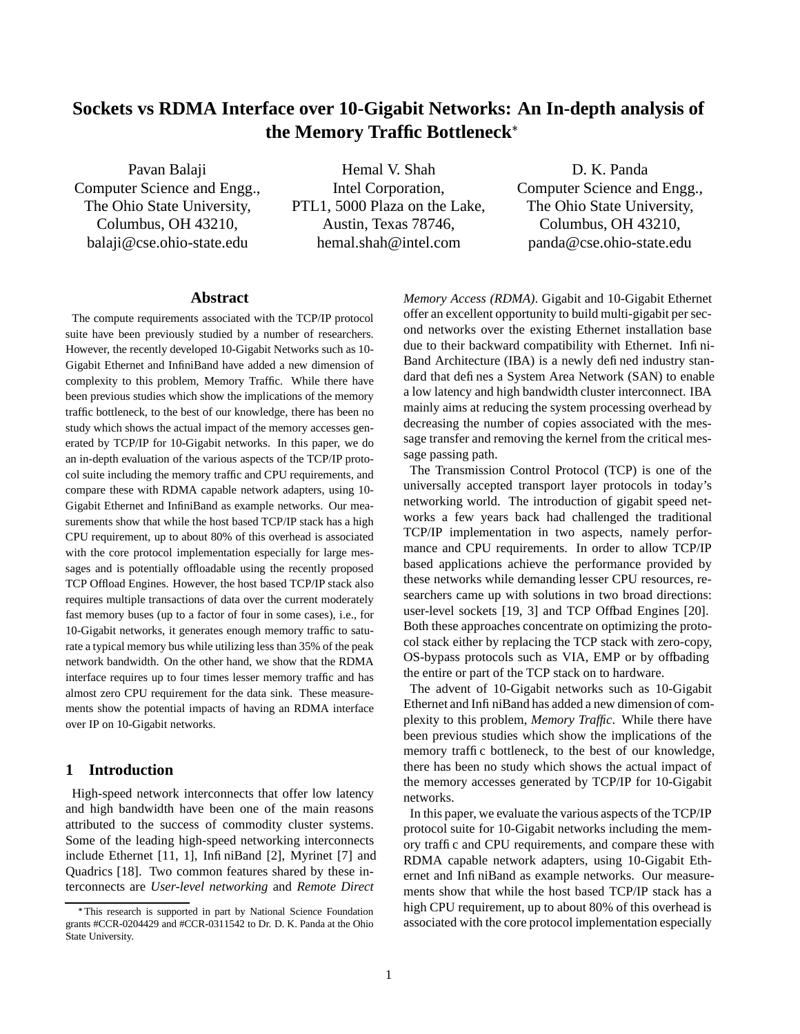# Sockets vs RDMA Interface over 10-Gigabit Networks: An In-depth analysis of the Memory Traffic Bottleneck*

Pavan Balaji
Computer Science and Engg.,
The Ohio State University,
Columbus, OH 43210,
balaji@cse.ohio-state.edu

Hemal V. Shah
Intel Corporation,
PTL1, 5000 Plaza on the Lake,
Austin, Texas 78746,
hemal.shah@intel.com

D. K. Panda
Computer Science and Engg.,
The Ohio State University,
Columbus, OH 43210,
panda@cse.ohio-state.edu

## Abstract

The compute requirements associated with the TCP/IP protocol suite have been previously studied by a number of researchers. However, the recently developed 10-Gigabit Networks such as 10-Gigabit Ethernet and InfiniBand have added a new dimension of complexity to this problem, Memory Traffic. While there have been previous studies which show the implications of the memory traffic bottleneck, to the best of our knowledge, there has been no study which shows the actual impact of the memory accesses generated by TCP/IP for 10-Gigabit networks. In this paper, we do an in-depth evaluation of the various aspects of the TCP/IP protocol suite including the memory traffic and CPU requirements, and compare these with RDMA capable network adapters, using 10-Gigabit Ethernet and InfiniBand as example networks. Our measurements show that while the host based TCP/IP stack has a high CPU requirement, up to about 80% of this overhead is associated with the core protocol implementation especially for large messages and is potentially offloadable using the recently proposed TCP Offload Engines. However, the host based TCP/IP stack also requires multiple transactions of data over the current moderately fast memory buses (up to a factor of four in some cases), i.e., for 10-Gigabit networks, it generates enough memory traffic to saturate a typical memory bus while utilizing less than 35% of the peak network bandwidth. On the other hand, we show that the RDMA interface requires up to four times lesser memory traffic and has almost zero CPU requirement for the data sink. These measurements show the potential impacts of having an RDMA interface over IP on 10-Gigabit networks.

## 1 Introduction

High-speed network interconnects that offer low latency and high bandwidth have been one of the main reasons attributed to the success of commodity cluster systems. Some of the leading high-speed networking interconnects include Ethernet [11, 1], InfiniBand [2], Myrinet [7] and Quadrics [18]. Two common features shared by these interconnects are *User-level networking* and *Remote Direct Memory Access (RDMA)*. Gigabit and 10-Gigabit Ethernet offer an excellent opportunity to build multi-gigabit per second networks over the existing Ethernet installation base due to their backward compatibility with Ethernet. InfiniBand Architecture (IBA) is a newly defined industry standard that defines a System Area Network (SAN) to enable a low latency and high bandwidth cluster interconnect. IBA mainly aims at reducing the system processing overhead by decreasing the number of copies associated with the message transfer and removing the kernel from the critical message passing path.

The Transmission Control Protocol (TCP) is one of the universally accepted transport layer protocols in today's networking world. The introduction of gigabit speed networks a few years back had challenged the traditional TCP/IP implementation in two aspects, namely performance and CPU requirements. In order to allow TCP/IP based applications achieve the performance provided by these networks while demanding lesser CPU resources, researchers came up with solutions in two broad directions: user-level sockets [19, 3] and TCP Offload Engines [20]. Both these approaches concentrate on optimizing the protocol stack either by replacing the TCP stack with zero-copy, OS-bypass protocols such as VIA, EMP or by offloading the entire or part of the TCP stack on to hardware.

The advent of 10-Gigabit networks such as 10-Gigabit Ethernet and InfiniBand has added a new dimension of complexity to this problem, *Memory Traffic*. While there have been previous studies which show the implications of the memory traffic bottleneck, to the best of our knowledge, there has been no study which shows the actual impact of the memory accesses generated by TCP/IP for 10-Gigabit networks.

In this paper, we evaluate the various aspects of the TCP/IP protocol suite for 10-Gigabit networks including the memory traffic and CPU requirements, and compare these with RDMA capable network adapters, using 10-Gigabit Ethernet and InfiniBand as example networks. Our measurements show that while the host based TCP/IP stack has a high CPU requirement, up to about 80% of this overhead is associated with the core protocol implementation especially

*This research is supported in part by National Science Foundation grants #CCR-0204429 and #CCR-0311542 to Dr. D. K. Panda at the Ohio State University.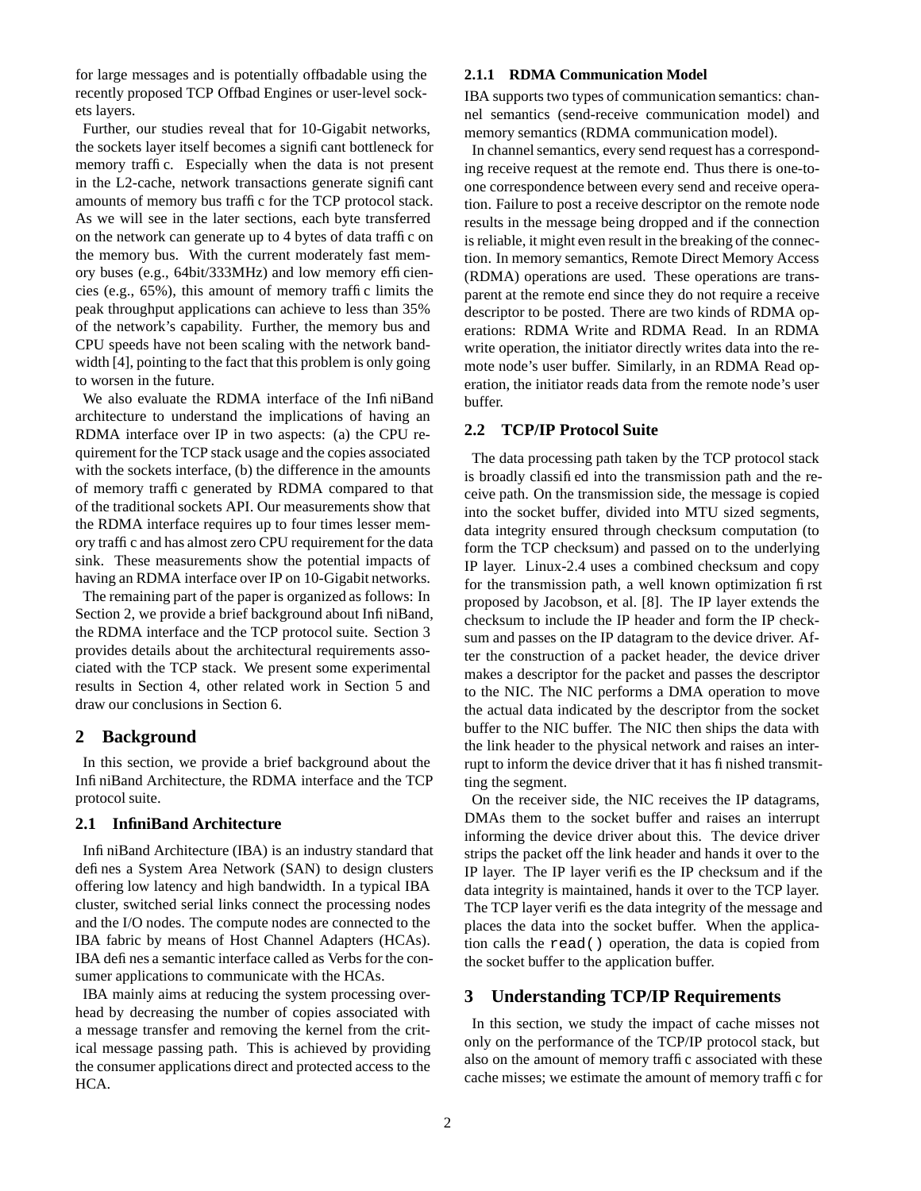for large messages and is potentially offloadable using the recently proposed TCP Offload Engines or user-level sockets layers.

Further, our studies reveal that for 10-Gigabit networks, the sockets layer itself becomes a significant bottleneck for memory traffic. Especially when the data is not present in the L2-cache, network transactions generate significant amounts of memory bus traffic for the TCP protocol stack. As we will see in the later sections, each byte transferred on the network can generate up to 4 bytes of data traffic on the memory bus. With the current moderately fast memory buses (e.g., 64bit/333MHz) and low memory efficiencies (e.g., 65%), this amount of memory traffic limits the peak throughput applications can achieve to less than 35% of the network's capability. Further, the memory bus and CPU speeds have not been scaling with the network bandwidth [4], pointing to the fact that this problem is only going to worsen in the future.

We also evaluate the RDMA interface of the InfiniBand architecture to understand the implications of having an RDMA interface over IP in two aspects: (a) the CPU requirement for the TCP stack usage and the copies associated with the sockets interface, (b) the difference in the amounts of memory traffic generated by RDMA compared to that of the traditional sockets API. Our measurements show that the RDMA interface requires up to four times lesser memory traffic and has almost zero CPU requirement for the data sink. These measurements show the potential impacts of having an RDMA interface over IP on 10-Gigabit networks.

The remaining part of the paper is organized as follows: In Section 2, we provide a brief background about InfiniBand, the RDMA interface and the TCP protocol suite. Section 3 provides details about the architectural requirements associated with the TCP stack. We present some experimental results in Section 4, other related work in Section 5 and draw our conclusions in Section 6.

# 2 Background

In this section, we provide a brief background about the InfiniBand Architecture, the RDMA interface and the TCP protocol suite.

## 2.1 InfiniBand Architecture

InfiniBand Architecture (IBA) is an industry standard that defines a System Area Network (SAN) to design clusters offering low latency and high bandwidth. In a typical IBA cluster, switched serial links connect the processing nodes and the I/O nodes. The compute nodes are connected to the IBA fabric by means of Host Channel Adapters (HCAs). IBA defines a semantic interface called as Verbs for the consumer applications to communicate with the HCAs.

IBA mainly aims at reducing the system processing overhead by decreasing the number of copies associated with a message transfer and removing the kernel from the critical message passing path. This is achieved by providing the consumer applications direct and protected access to the HCA.

### 2.1.1 RDMA Communication Model

IBA supports two types of communication semantics: channel semantics (send-receive communication model) and memory semantics (RDMA communication model).

In channel semantics, every send request has a corresponding receive request at the remote end. Thus there is one-to-one correspondence between every send and receive operation. Failure to post a receive descriptor on the remote node results in the message being dropped and if the connection is reliable, it might even result in the breaking of the connection. In memory semantics, Remote Direct Memory Access (RDMA) operations are used. These operations are transparent at the remote end since they do not require a receive descriptor to be posted. There are two kinds of RDMA operations: RDMA Write and RDMA Read. In an RDMA write operation, the initiator directly writes data into the remote node's user buffer. Similarly, in an RDMA Read operation, the initiator reads data from the remote node's user buffer.

## 2.2 TCP/IP Protocol Suite

The data processing path taken by the TCP protocol stack is broadly classified into the transmission path and the receive path. On the transmission side, the message is copied into the socket buffer, divided into MTU sized segments, data integrity ensured through checksum computation (to form the TCP checksum) and passed on to the underlying IP layer. Linux-2.4 uses a combined checksum and copy for the transmission path, a well known optimization first proposed by Jacobson, et al. [8]. The IP layer extends the checksum to include the IP header and form the IP checksum and passes on the IP datagram to the device driver. After the construction of a packet header, the device driver makes a descriptor for the packet and passes the descriptor to the NIC. The NIC performs a DMA operation to move the actual data indicated by the descriptor from the socket buffer to the NIC buffer. The NIC then ships the data with the link header to the physical network and raises an interrupt to inform the device driver that it has finished transmitting the segment.

On the receiver side, the NIC receives the IP datagrams, DMAs them to the socket buffer and raises an interrupt informing the device driver about this. The device driver strips the packet off the link header and hands it over to the IP layer. The IP layer verifies the IP checksum and if the data integrity is maintained, hands it over to the TCP layer. The TCP layer verifies the data integrity of the message and places the data into the socket buffer. When the application calls the `read()` operation, the data is copied from the socket buffer to the application buffer.

# 3 Understanding TCP/IP Requirements

In this section, we study the impact of cache misses not only on the performance of the TCP/IP protocol stack, but also on the amount of memory traffic associated with these cache misses; we estimate the amount of memory traffic for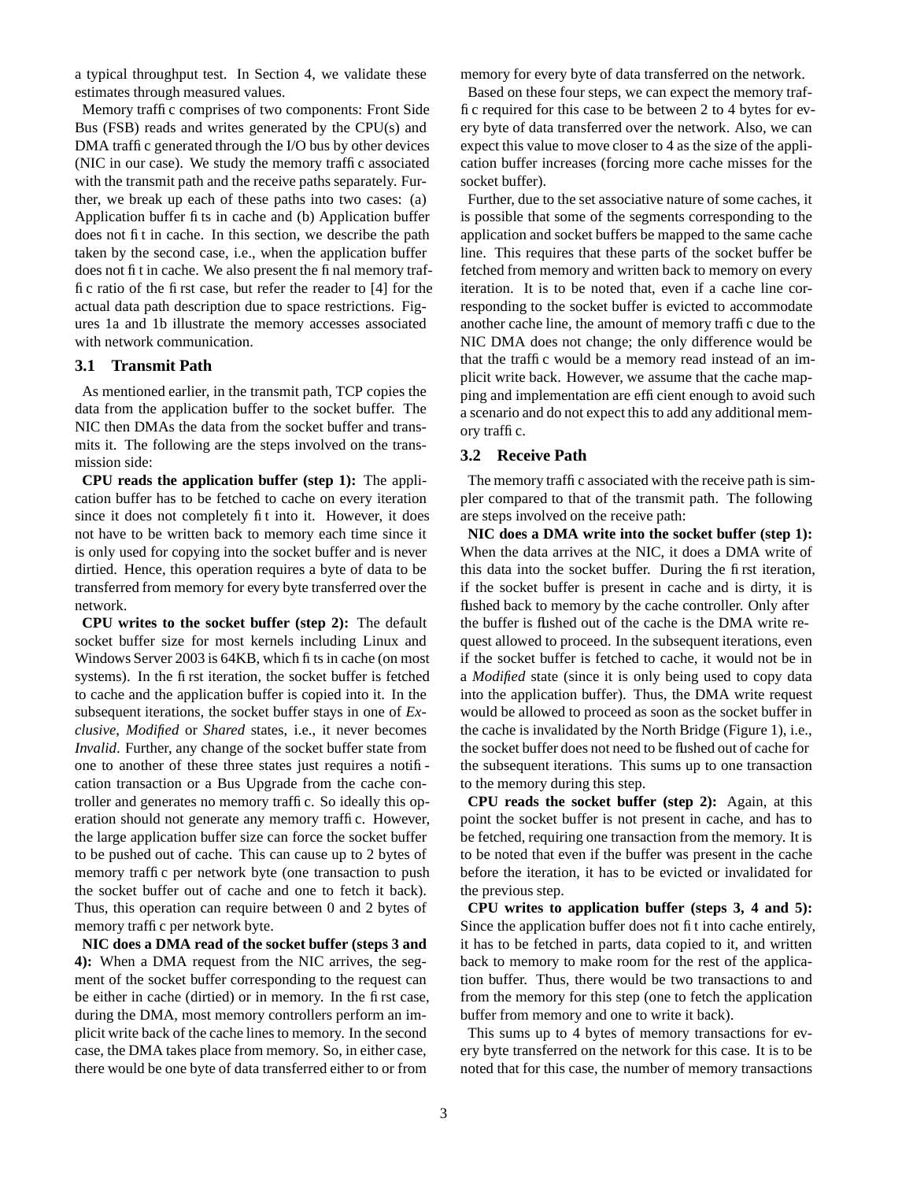a typical throughput test. In Section 4, we validate these estimates through measured values.

Memory traffic comprises of two components: Front Side Bus (FSB) reads and writes generated by the CPU(s) and DMA traffic generated through the I/O bus by other devices (NIC in our case). We study the memory traffic associated with the transmit path and the receive paths separately. Further, we break up each of these paths into two cases: (a) Application buffer fits in cache and (b) Application buffer does not fit in cache. In this section, we describe the path taken by the second case, i.e., when the application buffer does not fit in cache. We also present the final memory traffic ratio of the first case, but refer the reader to [4] for the actual data path description due to space restrictions. Figures 1a and 1b illustrate the memory accesses associated with network communication.

### 3.1 Transmit Path

As mentioned earlier, in the transmit path, TCP copies the data from the application buffer to the socket buffer. The NIC then DMAs the data from the socket buffer and transmits it. The following are the steps involved on the transmission side:

**CPU reads the application buffer (step 1):** The application buffer has to be fetched to cache on every iteration since it does not completely fit into it. However, it does not have to be written back to memory each time since it is only used for copying into the socket buffer and is never dirtied. Hence, this operation requires a byte of data to be transferred from memory for every byte transferred over the network.

**CPU writes to the socket buffer (step 2):** The default socket buffer size for most kernels including Linux and Windows Server 2003 is 64KB, which fits in cache (on most systems). In the first iteration, the socket buffer is fetched to cache and the application buffer is copied into it. In the subsequent iterations, the socket buffer stays in one of *Exclusive*, *Modified* or *Shared* states, i.e., it never becomes *Invalid*. Further, any change of the socket buffer state from one to another of these three states just requires a notification transaction or a Bus Upgrade from the cache controller and generates no memory traffic. So ideally this operation should not generate any memory traffic. However, the large application buffer size can force the socket buffer to be pushed out of cache. This can cause up to 2 bytes of memory traffic per network byte (one transaction to push the socket buffer out of cache and one to fetch it back). Thus, this operation can require between 0 and 2 bytes of memory traffic per network byte.

**NIC does a DMA read of the socket buffer (steps 3 and 4):** When a DMA request from the NIC arrives, the segment of the socket buffer corresponding to the request can be either in cache (dirtied) or in memory. In the first case, during the DMA, most memory controllers perform an implicit write back of the cache lines to memory. In the second case, the DMA takes place from memory. So, in either case, there would be one byte of data transferred either to or from memory for every byte of data transferred on the network.

Based on these four steps, we can expect the memory traffic required for this case to be between 2 to 4 bytes for every byte of data transferred over the network. Also, we can expect this value to move closer to 4 as the size of the application buffer increases (forcing more cache misses for the socket buffer).

Further, due to the set associative nature of some caches, it is possible that some of the segments corresponding to the application and socket buffers be mapped to the same cache line. This requires that these parts of the socket buffer be fetched from memory and written back to memory on every iteration. It is to be noted that, even if a cache line corresponding to the socket buffer is evicted to accommodate another cache line, the amount of memory traffic due to the NIC DMA does not change; the only difference would be that the traffic would be a memory read instead of an implicit write back. However, we assume that the cache mapping and implementation are efficient enough to avoid such a scenario and do not expect this to add any additional memory traffic.

### 3.2 Receive Path

The memory traffic associated with the receive path is simpler compared to that of the transmit path. The following are steps involved on the receive path:

**NIC does a DMA write into the socket buffer (step 1):** When the data arrives at the NIC, it does a DMA write of this data into the socket buffer. During the first iteration, if the socket buffer is present in cache and is dirty, it is flushed back to memory by the cache controller. Only after the buffer is flushed out of the cache is the DMA write request allowed to proceed. In the subsequent iterations, even if the socket buffer is fetched to cache, it would not be in a *Modified* state (since it is only being used to copy data into the application buffer). Thus, the DMA write request would be allowed to proceed as soon as the socket buffer in the cache is invalidated by the North Bridge (Figure 1), i.e., the socket buffer does not need to be flushed out of cache for the subsequent iterations. This sums up to one transaction to the memory during this step.

**CPU reads the socket buffer (step 2):** Again, at this point the socket buffer is not present in cache, and has to be fetched, requiring one transaction from the memory. It is to be noted that even if the buffer was present in the cache before the iteration, it has to be evicted or invalidated for the previous step.

**CPU writes to application buffer (steps 3, 4 and 5):** Since the application buffer does not fit into cache entirely, it has to be fetched in parts, data copied to it, and written back to memory to make room for the rest of the application buffer. Thus, there would be two transactions to and from the memory for this step (one to fetch the application buffer from memory and one to write it back).

This sums up to 4 bytes of memory transactions for every byte transferred on the network for this case. It is to be noted that for this case, the number of memory transactions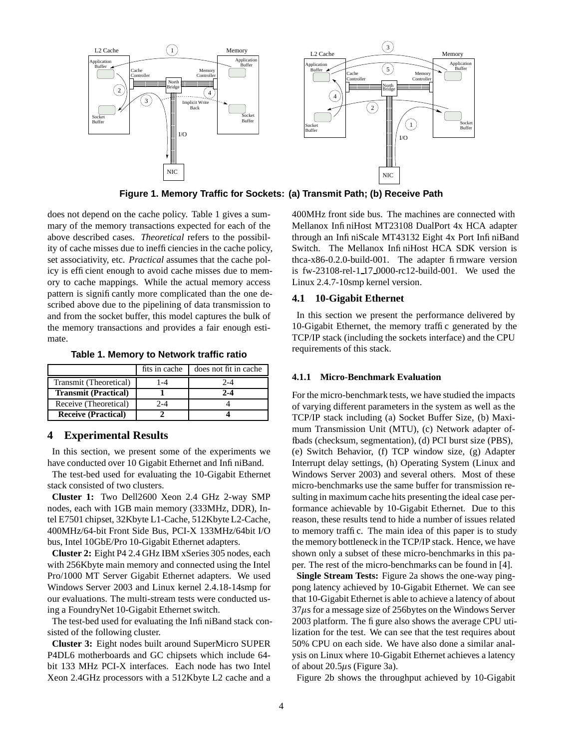L2 Cache

Memory

Application Buffer

Cache Controller

North Bridge

Memory Controller

Application Buffer

Socket Buffer

Implicit Write Back

Socket Buffer

I/O

NIC

1 2 3 4

L2 Cache

Memory

Application Buffer

Cache Controller

North Bridge

Memory Controller

Application Buffer

Socket Buffer

Socket Buffer

I/O

NIC

1 2 3 4 5

**Figure 1. Memory Traffic for Sockets: (a) Transmit Path; (b) Receive Path**

does not depend on the cache policy. Table 1 gives a summary of the memory transactions expected for each of the above described cases. *Theoretical* refers to the possibility of cache misses due to inefficiencies in the cache policy, set associativity, etc. *Practical* assumes that the cache policy is efficient enough to avoid cache misses due to memory to cache mappings. While the actual memory access pattern is significantly more complicated than the one described above due to the pipelining of data transmission to and from the socket buffer, this model captures the bulk of the memory transactions and provides a fair enough estimate.

**Table 1. Memory to Network traffic ratio**

| | fits in cache | does not fit in cache |
|---|---|---|
| Transmit (Theoretical) | 1-4 | 2-4 |
| **Transmit (Practical)** | **1** | **2-4** |
| Receive (Theoretical) | 2-4 | 4 |
| **Receive (Practical)** | **2** | **4** |

## 4 Experimental Results

In this section, we present some of the experiments we have conducted over 10 Gigabit Ethernet and InfiniBand.

The test-bed used for evaluating the 10-Gigabit Ethernet stack consisted of two clusters.

**Cluster 1:** Two Dell2600 Xeon 2.4 GHz 2-way SMP nodes, each with 1GB main memory (333MHz, DDR), Intel E7501 chipset, 32Kbyte L1-Cache, 512Kbyte L2-Cache, 400MHz/64-bit Front Side Bus, PCI-X 133MHz/64bit I/O bus, Intel 10GbE/Pro 10-Gigabit Ethernet adapters.

**Cluster 2:** Eight P4 2.4 GHz IBM xSeries 305 nodes, each with 256Kbyte main memory and connected using the Intel Pro/1000 MT Server Gigabit Ethernet adapters. We used Windows Server 2003 and Linux kernel 2.4.18-14smp for our evaluations. The multi-stream tests were conducted using a FoundryNet 10-Gigabit Ethernet switch.

The test-bed used for evaluating the InfiniBand stack consisted of the following cluster.

**Cluster 3:** Eight nodes built around SuperMicro SUPER P4DL6 motherboards and GC chipsets which include 64-bit 133 MHz PCI-X interfaces. Each node has two Intel Xeon 2.4GHz processors with a 512Kbyte L2 cache and a 400MHz front side bus. The machines are connected with Mellanox InfiniHost MT23108 DualPort 4x HCA adapter through an InfiniScale MT43132 Eight 4x Port InfiniBand Switch. The Mellanox InfiniHost HCA SDK version is thca-x86-0.2.0-build-001. The adapter firmware version is fw-23108-rel-1_17_0000-rc12-build-001. We used the Linux 2.4.7-10smp kernel version.

### 4.1 10-Gigabit Ethernet

In this section we present the performance delivered by 10-Gigabit Ethernet, the memory traffic generated by the TCP/IP stack (including the sockets interface) and the CPU requirements of this stack.

#### 4.1.1 Micro-Benchmark Evaluation

For the micro-benchmark tests, we have studied the impacts of varying different parameters in the system as well as the TCP/IP stack including (a) Socket Buffer Size, (b) Maximum Transmission Unit (MTU), (c) Network adapter offloads (checksum, segmentation), (d) PCI burst size (PBS), (e) Switch Behavior, (f) TCP window size, (g) Adapter Interrupt delay settings, (h) Operating System (Linux and Windows Server 2003) and several others. Most of these micro-benchmarks use the same buffer for transmission resulting in maximum cache hits presenting the ideal case performance achievable by 10-Gigabit Ethernet. Due to this reason, these results tend to hide a number of issues related to memory traffic. The main idea of this paper is to study the memory bottleneck in the TCP/IP stack. Hence, we have shown only a subset of these micro-benchmarks in this paper. The rest of the micro-benchmarks can be found in [4].

**Single Stream Tests:** Figure 2a shows the one-way ping-pong latency achieved by 10-Gigabit Ethernet. We can see that 10-Gigabit Ethernet is able to achieve a latency of about $37\mu$s for a message size of 256bytes on the Windows Server 2003 platform. The figure also shows the average CPU utilization for the test. We can see that the test requires about 50% CPU on each side. We have also done a similar analysis on Linux where 10-Gigabit Ethernet achieves a latency of about $20.5\mu$s (Figure 3a).

Figure 2b shows the throughput achieved by 10-Gigabit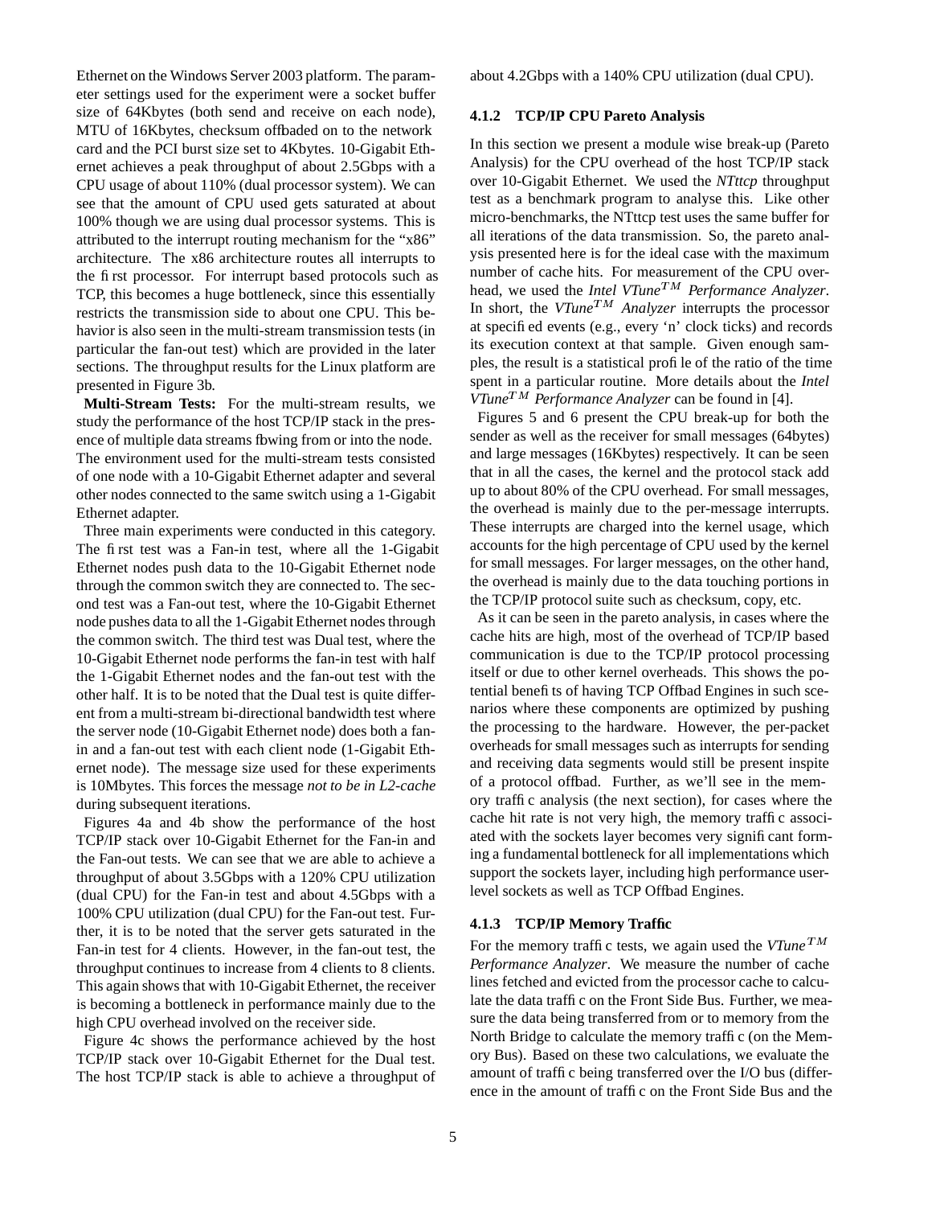Ethernet on the Windows Server 2003 platform. The parameter settings used for the experiment were a socket buffer size of 64Kbytes (both send and receive on each node), MTU of 16Kbytes, checksum offloaded on to the network card and the PCI burst size set to 4Kbytes. 10-Gigabit Ethernet achieves a peak throughput of about 2.5Gbps with a CPU usage of about 110% (dual processor system). We can see that the amount of CPU used gets saturated at about 100% though we are using dual processor systems. This is attributed to the interrupt routing mechanism for the "x86" architecture. The x86 architecture routes all interrupts to the first processor. For interrupt based protocols such as TCP, this becomes a huge bottleneck, since this essentially restricts the transmission side to about one CPU. This behavior is also seen in the multi-stream transmission tests (in particular the fan-out test) which are provided in the later sections. The throughput results for the Linux platform are presented in Figure 3b.

**Multi-Stream Tests:** For the multi-stream results, we study the performance of the host TCP/IP stack in the presence of multiple data streams flowing from or into the node. The environment used for the multi-stream tests consisted of one node with a 10-Gigabit Ethernet adapter and several other nodes connected to the same switch using a 1-Gigabit Ethernet adapter.

Three main experiments were conducted in this category. The first test was a Fan-in test, where all the 1-Gigabit Ethernet nodes push data to the 10-Gigabit Ethernet node through the common switch they are connected to. The second test was a Fan-out test, where the 10-Gigabit Ethernet node pushes data to all the 1-Gigabit Ethernet nodes through the common switch. The third test was Dual test, where the 10-Gigabit Ethernet node performs the fan-in test with half the 1-Gigabit Ethernet nodes and the fan-out test with the other half. It is to be noted that the Dual test is quite different from a multi-stream bi-directional bandwidth test where the server node (10-Gigabit Ethernet node) does both a fan-in and a fan-out test with each client node (1-Gigabit Ethernet node). The message size used for these experiments is 10Mbytes. This forces the message *not to be in L2-cache* during subsequent iterations.

Figures 4a and 4b show the performance of the host TCP/IP stack over 10-Gigabit Ethernet for the Fan-in and the Fan-out tests. We can see that we are able to achieve a throughput of about 3.5Gbps with a 120% CPU utilization (dual CPU) for the Fan-in test and about 4.5Gbps with a 100% CPU utilization (dual CPU) for the Fan-out test. Further, it is to be noted that the server gets saturated in the Fan-in test for 4 clients. However, in the fan-out test, the throughput continues to increase from 4 clients to 8 clients. This again shows that with 10-Gigabit Ethernet, the receiver is becoming a bottleneck in performance mainly due to the high CPU overhead involved on the receiver side.

Figure 4c shows the performance achieved by the host TCP/IP stack over 10-Gigabit Ethernet for the Dual test. The host TCP/IP stack is able to achieve a throughput of about 4.2Gbps with a 140% CPU utilization (dual CPU).

#### 4.1.2 TCP/IP CPU Pareto Analysis

In this section we present a module wise break-up (Pareto Analysis) for the CPU overhead of the host TCP/IP stack over 10-Gigabit Ethernet. We used the *NTttcp* throughput test as a benchmark program to analyse this. Like other micro-benchmarks, the NTttcp test uses the same buffer for all iterations of the data transmission. So, the pareto analysis presented here is for the ideal case with the maximum number of cache hits. For measurement of the CPU overhead, we used the *Intel VTune$^{TM}$ Performance Analyzer*. In short, the *VTune$^{TM}$ Analyzer* interrupts the processor at specified events (e.g., every 'n' clock ticks) and records its execution context at that sample. Given enough samples, the result is a statistical profile of the ratio of the time spent in a particular routine. More details about the *Intel VTune$^{TM}$ Performance Analyzer* can be found in [4].

Figures 5 and 6 present the CPU break-up for both the sender as well as the receiver for small messages (64bytes) and large messages (16Kbytes) respectively. It can be seen that in all the cases, the kernel and the protocol stack add up to about 80% of the CPU overhead. For small messages, the overhead is mainly due to the per-message interrupts. These interrupts are charged into the kernel usage, which accounts for the high percentage of CPU used by the kernel for small messages. For larger messages, on the other hand, the overhead is mainly due to the data touching portions in the TCP/IP protocol suite such as checksum, copy, etc.

As it can be seen in the pareto analysis, in cases where the cache hits are high, most of the overhead of TCP/IP based communication is due to the TCP/IP protocol processing itself or due to other kernel overheads. This shows the potential benefits of having TCP Offload Engines in such scenarios where these components are optimized by pushing the processing to the hardware. However, the per-packet overheads for small messages such as interrupts for sending and receiving data segments would still be present inspite of a protocol offload. Further, as we'll see in the memory traffic analysis (the next section), for cases where the cache hit rate is not very high, the memory traffic associated with the sockets layer becomes very significant forming a fundamental bottleneck for all implementations which support the sockets layer, including high performance user-level sockets as well as TCP Offload Engines.

#### 4.1.3 TCP/IP Memory Traffic

For the memory traffic tests, we again used the *VTune$^{TM}$ Performance Analyzer*. We measure the number of cache lines fetched and evicted from the processor cache to calculate the data traffic on the Front Side Bus. Further, we measure the data being transferred from or to memory from the North Bridge to calculate the memory traffic (on the Memory Bus). Based on these two calculations, we evaluate the amount of traffic being transferred over the I/O bus (difference in the amount of traffic on the Front Side Bus and the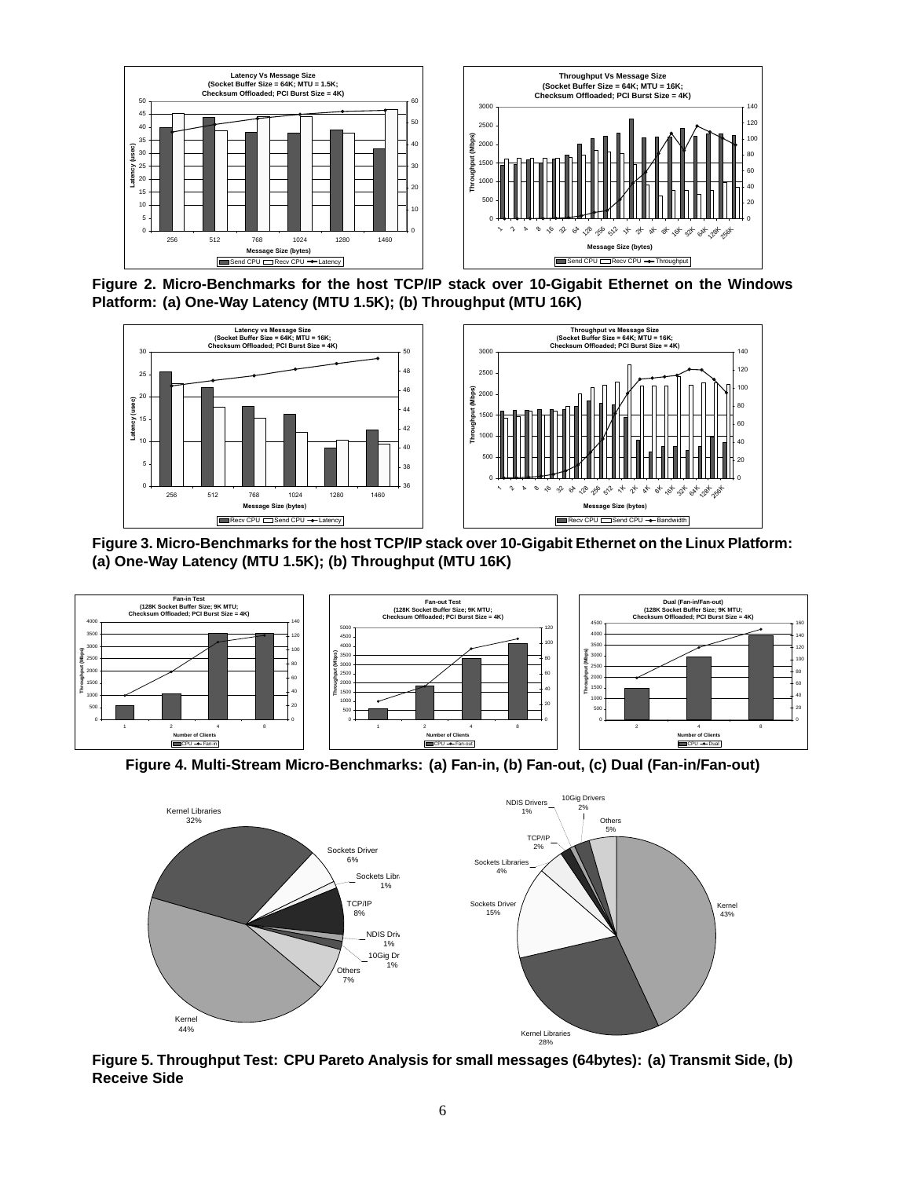Latency Vs Message Size
(Socket Buffer Size = 64K; MTU = 1.5K;
Checksum Offloaded; PCI Burst Size = 4K)

Latency (usec)
Message Size (bytes)
256 512 768 1024 1280 1460
Send CPU Recv CPU Latency

Throughput Vs Message Size
(Socket Buffer Size = 64K; MTU = 16K;
Checksum Offloaded; PCI Burst Size = 4K)

Throughput (Mbps)
Message Size (bytes)
1 2 4 8 16 32 64 128 256 512 1K 2K 4K 8K 16K 32K 64K 128K 256K
Send CPU Recv CPU Throughput

**Figure 2. Micro-Benchmarks for the host TCP/IP stack over 10-Gigabit Ethernet on the Windows Platform: (a) One-Way Latency (MTU 1.5K); (b) Throughput (MTU 16K)**

Latency vs Message Size
(Socket Buffer Size = 64K; MTU = 1.5K;
Checksum Offloaded; PCI Burst Size = 4K)

Latency (usec)
Message Size (bytes)
256 512 768 1024 1280 1460
Recv CPU Send CPU Latency

Throughput vs Message Size
(Socket Buffer Size = 64K; MTU = 16K;
Checksum Offloaded; PCI Burst Size = 4K)

Throughput (Mbps)
Message Size (bytes)
1 2 4 8 16 32 64 128 256 512 1K 2K 4K 8K 16K 32K 64K 128K 256K
Recv CPU Send CPU Bandwidth

**Figure 3. Micro-Benchmarks for the host TCP/IP stack over 10-Gigabit Ethernet on the Linux Platform: (a) One-Way Latency (MTU 1.5K); (b) Throughput (MTU 16K)**

Fan-in Test
(128K Socket Buffer Size; 9K MTU;
Checksum Offloaded; PCI Burst Size = 4K)

Throughput (Mbps)
Number of Clients
1 2 4 8
CPU Fan-in

Fan-out Test
(128K Socket Buffer Size; 9K MTU;
Checksum Offloaded; PCI Burst Size = 4K)

Throughput (Mbps)
Number of Clients
1 2 4 8
CPU Fan-out

Dual (Fan-in/Fan-out)
(128K Socket Buffer Size; 9K MTU;
Checksum Offloaded; PCI Burst Size = 4K)

Throughput (Mbps)
Number of Clients
2 4 8
CPU Dual

**Figure 4. Multi-Stream Micro-Benchmarks: (a) Fan-in, (b) Fan-out, (c) Dual (Fan-in/Fan-out)**

Kernel Libraries 32%
Sockets Driver 6%
Sockets Libra 1%
TCP/IP 8%
NDIS Driv 1%
10Gig Dr 1%
Others 7%
Kernel 44%

NDIS Drivers 1%
10Gig Drivers 2%
Others 5%
TCP/IP 2%
Sockets Libraries 4%
Sockets Driver 15%
Kernel 43%
Kernel Libraries 28%

**Figure 5. Throughput Test: CPU Pareto Analysis for small messages (64bytes): (a) Transmit Side, (b) Receive Side**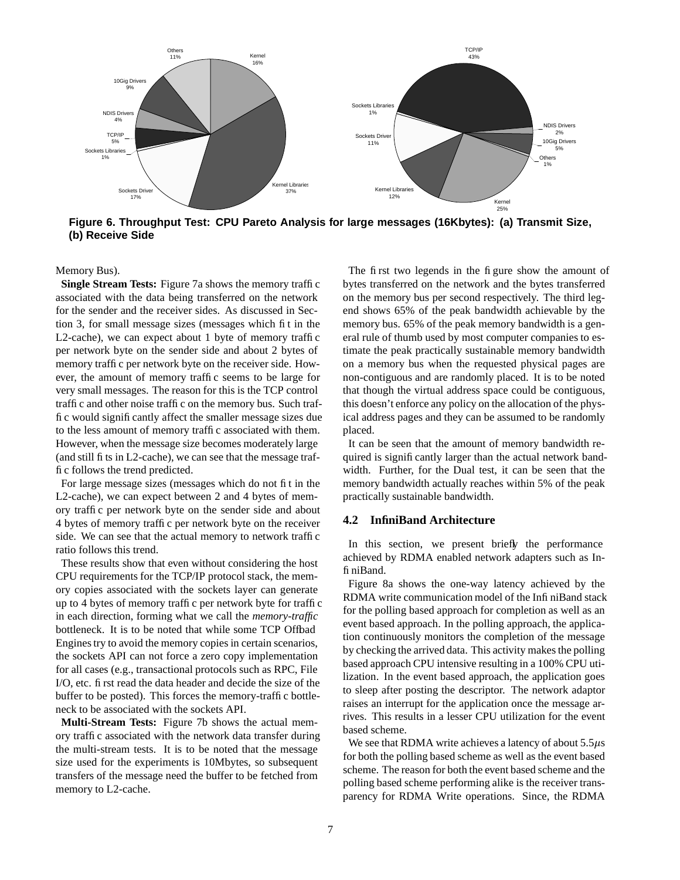Others
11%
Kernel
16%
10Gig Drivers
9%
NDIS Drivers
4%
TCP/IP
5%
Sockets Libraries
1%
Sockets Driver
17%
Kernel Libraries
37%

TCP/IP
43%
Sockets Libraries
1%
Sockets Driver
11%
NDIS Drivers
2%
10Gig Drivers
5%
Others
1%
Kernel Libraries
12%
Kernel
25%

**Figure 6. Throughput Test: CPU Pareto Analysis for large messages (16Kbytes): (a) Transmit Size, (b) Receive Side**

Memory Bus).

**Single Stream Tests:** Figure 7a shows the memory traffic associated with the data being transferred on the network for the sender and the receiver sides. As discussed in Section 3, for small message sizes (messages which fit in the L2-cache), we can expect about 1 byte of memory traffic per network byte on the sender side and about 2 bytes of memory traffic per network byte on the receiver side. However, the amount of memory traffic seems to be large for very small messages. The reason for this is the TCP control traffic and other noise traffic on the memory bus. Such traffic would significantly affect the smaller message sizes due to the less amount of memory traffic associated with them. However, when the message size becomes moderately large (and still fits in L2-cache), we can see that the message traffic follows the trend predicted.

For large message sizes (messages which do not fit in the L2-cache), we can expect between 2 and 4 bytes of memory traffic per network byte on the sender side and about 4 bytes of memory traffic per network byte on the receiver side. We can see that the actual memory to network traffic ratio follows this trend.

These results show that even without considering the host CPU requirements for the TCP/IP protocol stack, the memory copies associated with the sockets layer can generate up to 4 bytes of memory traffic per network byte for traffic in each direction, forming what we call the *memory-traffic* bottleneck. It is to be noted that while some TCP Offload Engines try to avoid the memory copies in certain scenarios, the sockets API can not force a zero copy implementation for all cases (e.g., transactional protocols such as RPC, File I/O, etc. first read the data header and decide the size of the buffer to be posted). This forces the memory-traffic bottleneck to be associated with the sockets API.

**Multi-Stream Tests:** Figure 7b shows the actual memory traffic associated with the network data transfer during the multi-stream tests. It is to be noted that the message size used for the experiments is 10Mbytes, so subsequent transfers of the message need the buffer to be fetched from memory to L2-cache.

The first two legends in the figure show the amount of bytes transferred on the network and the bytes transferred on the memory bus per second respectively. The third legend shows 65% of the peak bandwidth achievable by the memory bus. 65% of the peak memory bandwidth is a general rule of thumb used by most computer companies to estimate the peak practically sustainable memory bandwidth on a memory bus when the requested physical pages are non-contiguous and are randomly placed. It is to be noted that though the virtual address space could be contiguous, this doesn't enforce any policy on the allocation of the physical address pages and they can be assumed to be randomly placed.

It can be seen that the amount of memory bandwidth required is significantly larger than the actual network bandwidth. Further, for the Dual test, it can be seen that the memory bandwidth actually reaches within 5% of the peak practically sustainable bandwidth.

### 4.2 InfiniBand Architecture

In this section, we present briefly the performance achieved by RDMA enabled network adapters such as InfiniBand.

Figure 8a shows the one-way latency achieved by the RDMA write communication model of the InfiniBand stack for the polling based approach for completion as well as an event based approach. In the polling approach, the application continuously monitors the completion of the message by checking the arrived data. This activity makes the polling based approach CPU intensive resulting in a 100% CPU utilization. In the event based approach, the application goes to sleep after posting the descriptor. The network adaptor raises an interrupt for the application once the message arrives. This results in a lesser CPU utilization for the event based scheme.

We see that RDMA write achieves a latency of about 5.5$\mu$s for both the polling based scheme as well as the event based scheme. The reason for both the event based scheme and the polling based scheme performing alike is the receiver transparency for RDMA Write operations. Since, the RDMA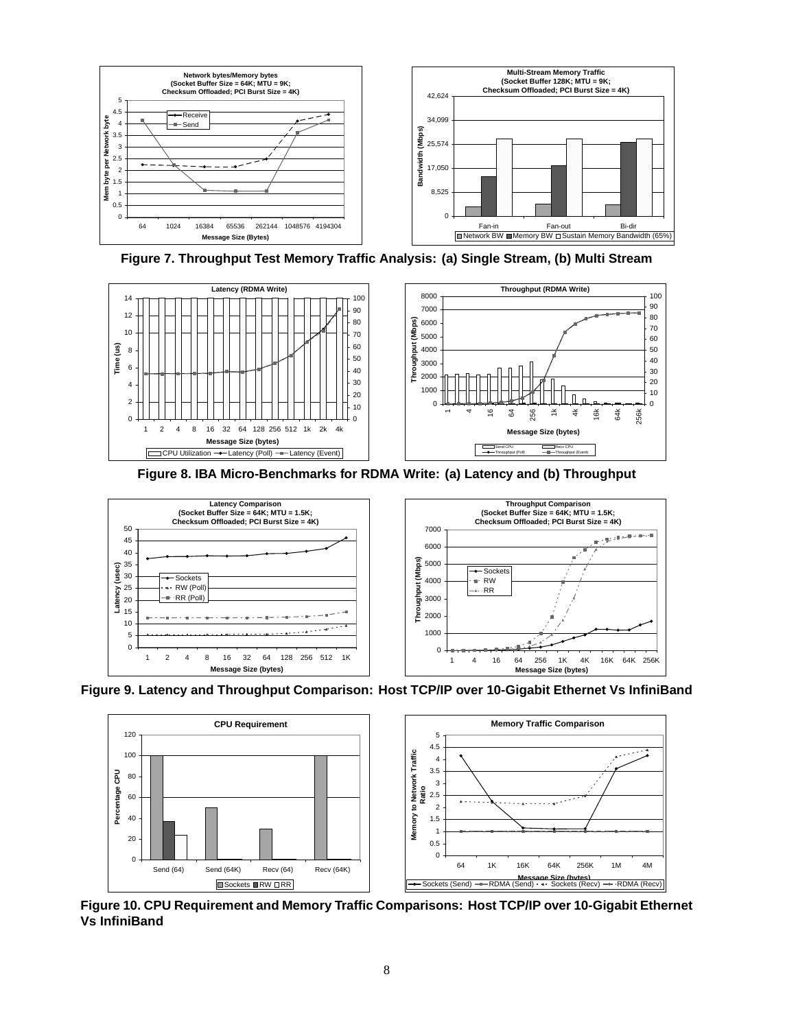Network bytes/Memory bytes
(Socket Buffer Size = 64K; MTU = 9K;
Checksum Offloaded; PCI Burst Size = 4K)

Mem byte per Network byte

0
0.5
1
1.5
2
2.5
3
3.5
4
4.5
5

64 1024 16384 65536 262144 1048576 4194304

Message Size (Bytes)

Receive
Send

Multi-Stream Memory Traffic
(Socket Buffer 128K; MTU = 9K;
Checksum Offloaded; PCI Burst Size = 4K)

Bandwidth (Mbps)

0
8,525
17,050
25,574
34,099
42,624

Fan-in Fan-out Bi-dir

Network BW Memory BW Sustain Memory Bandwidth (65%)

**Figure 7. Throughput Test Memory Traffic Analysis: (a) Single Stream, (b) Multi Stream**

Latency (RDMA Write)

Time (us)

0
2
4
6
8
10
12
14

0
10
20
30
40
50
60
70
80
90
100

1 2 4 8 16 32 64 128 256 512 1k 2k 4k

Message Size (bytes)

CPU Utilization Latency (Poll) Latency (Event)

Throughput (RDMA Write)

Throughput (Mbps)

0
1000
2000
3000
4000
5000
6000
7000
8000

0
10
20
30
40
50
60
70
80
90
100

1 4 16 64 256 1k 4k 16k 64k 256k

Message Size (bytes)

Send CPU Recv CPU Throughput (Poll) Throughput (Event)

**Figure 8. IBA Micro-Benchmarks for RDMA Write: (a) Latency and (b) Throughput**

Latency Comparison
(Socket Buffer Size = 64K; MTU = 1.5K;
Checksum Offloaded; PCI Burst Size = 4K)

Latency (usec)

0
5
10
15
20
25
30
35
40
45
50

1 2 4 8 16 32 64 128 256 512 1K

Message Size (bytes)

Sockets
RW (Poll)
RR (Poll)

Throughput Comparison
(Socket Buffer Size = 64K; MTU = 1.5K;
Checksum Offloaded; PCI Burst Size = 4K)

Throughput (Mbps)

0
1000
2000
3000
4000
5000
6000
7000

1 4 16 64 256 1K 4K 16K 64K 256K

Message Size (bytes)

Sockets
RW
RR

**Figure 9. Latency and Throughput Comparison: Host TCP/IP over 10-Gigabit Ethernet Vs InfiniBand**

CPU Requirement

Percentage CPU

0
20
40
60
80
100
120

Send (64) Send (64K) Recv (64) Recv (64K)

Sockets RW RR

Memory Traffic Comparison

Memory to Network Traffic Ratio

0
0.5
1
1.5
2
2.5
3
3.5
4
4.5
5

64 1K 16K 64K 256K 1M 4M

Message Size (bytes)

Sockets (Send) RDMA (Send) Sockets (Recv) RDMA (Recv)

**Figure 10. CPU Requirement and Memory Traffic Comparisons: Host TCP/IP over 10-Gigabit Ethernet Vs InfiniBand**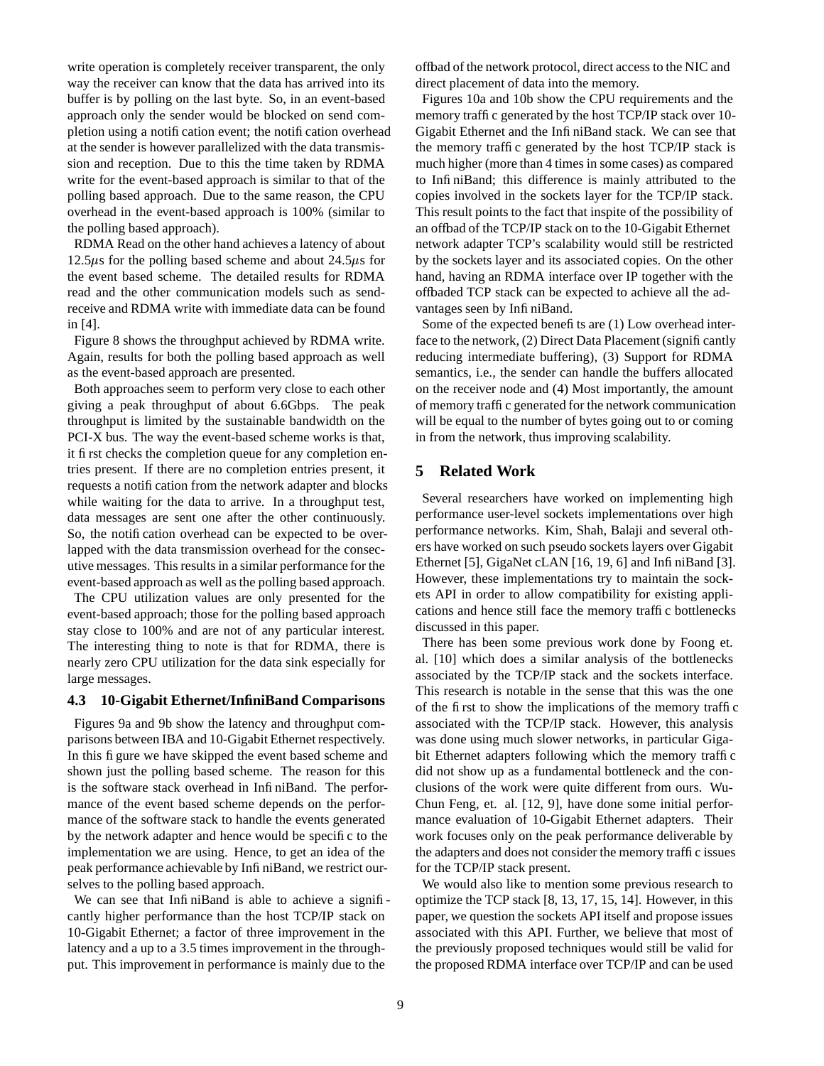write operation is completely receiver transparent, the only way the receiver can know that the data has arrived into its buffer is by polling on the last byte. So, in an event-based approach only the sender would be blocked on send completion using a notification event; the notification overhead at the sender is however parallelized with the data transmission and reception. Due to this the time taken by RDMA write for the event-based approach is similar to that of the polling based approach. Due to the same reason, the CPU overhead in the event-based approach is 100% (similar to the polling based approach).

RDMA Read on the other hand achieves a latency of about 12.5$\mu$s for the polling based scheme and about 24.5$\mu$s for the event based scheme. The detailed results for RDMA read and the other communication models such as send-receive and RDMA write with immediate data can be found in [4].

Figure 8 shows the throughput achieved by RDMA write. Again, results for both the polling based approach as well as the event-based approach are presented.

Both approaches seem to perform very close to each other giving a peak throughput of about 6.6Gbps. The peak throughput is limited by the sustainable bandwidth on the PCI-X bus. The way the event-based scheme works is that, it first checks the completion queue for any completion entries present. If there are no completion entries present, it requests a notification from the network adapter and blocks while waiting for the data to arrive. In a throughput test, data messages are sent one after the other continuously. So, the notification overhead can be expected to be overlapped with the data transmission overhead for the consecutive messages. This results in a similar performance for the event-based approach as well as the polling based approach.

The CPU utilization values are only presented for the event-based approach; those for the polling based approach stay close to 100% and are not of any particular interest. The interesting thing to note is that for RDMA, there is nearly zero CPU utilization for the data sink especially for large messages.

### 4.3 10-Gigabit Ethernet/InfiniBand Comparisons

Figures 9a and 9b show the latency and throughput comparisons between IBA and 10-Gigabit Ethernet respectively. In this figure we have skipped the event based scheme and shown just the polling based scheme. The reason for this is the software stack overhead in InfiniBand. The performance of the event based scheme depends on the performance of the software stack to handle the events generated by the network adapter and hence would be specific to the implementation we are using. Hence, to get an idea of the peak performance achievable by InfiniBand, we restrict ourselves to the polling based approach.

We can see that InfiniBand is able to achieve a significantly higher performance than the host TCP/IP stack on 10-Gigabit Ethernet; a factor of three improvement in the latency and a up to a 3.5 times improvement in the throughput. This improvement in performance is mainly due to the offload of the network protocol, direct access to the NIC and direct placement of data into the memory.

Figures 10a and 10b show the CPU requirements and the memory traffic generated by the host TCP/IP stack over 10-Gigabit Ethernet and the InfiniBand stack. We can see that the memory traffic generated by the host TCP/IP stack is much higher (more than 4 times in some cases) as compared to InfiniBand; this difference is mainly attributed to the copies involved in the sockets layer for the TCP/IP stack. This result points to the fact that inspite of the possibility of an offload of the TCP/IP stack on to the 10-Gigabit Ethernet network adapter TCP's scalability would still be restricted by the sockets layer and its associated copies. On the other hand, having an RDMA interface over IP together with the offloaded TCP stack can be expected to achieve all the advantages seen by InfiniBand.

Some of the expected benefits are (1) Low overhead interface to the network, (2) Direct Data Placement (significantly reducing intermediate buffering), (3) Support for RDMA semantics, i.e., the sender can handle the buffers allocated on the receiver node and (4) Most importantly, the amount of memory traffic generated for the network communication will be equal to the number of bytes going out to or coming in from the network, thus improving scalability.

## 5 Related Work

Several researchers have worked on implementing high performance user-level sockets implementations over high performance networks. Kim, Shah, Balaji and several others have worked on such pseudo sockets layers over Gigabit Ethernet [5], GigaNet cLAN [16, 19, 6] and InfiniBand [3]. However, these implementations try to maintain the sockets API in order to allow compatibility for existing applications and hence still face the memory traffic bottlenecks discussed in this paper.

There has been some previous work done by Foong et. al. [10] which does a similar analysis of the bottlenecks associated by the TCP/IP stack and the sockets interface. This research is notable in the sense that this was the one of the first to show the implications of the memory traffic associated with the TCP/IP stack. However, this analysis was done using much slower networks, in particular Gigabit Ethernet adapters following which the memory traffic did not show up as a fundamental bottleneck and the conclusions of the work were quite different from ours. Wu-Chun Feng, et. al. [12, 9], have done some initial performance evaluation of 10-Gigabit Ethernet adapters. Their work focuses only on the peak performance deliverable by the adapters and does not consider the memory traffic issues for the TCP/IP stack present.

We would also like to mention some previous research to optimize the TCP stack [8, 13, 17, 15, 14]. However, in this paper, we question the sockets API itself and propose issues associated with this API. Further, we believe that most of the previously proposed techniques would still be valid for the proposed RDMA interface over TCP/IP and can be used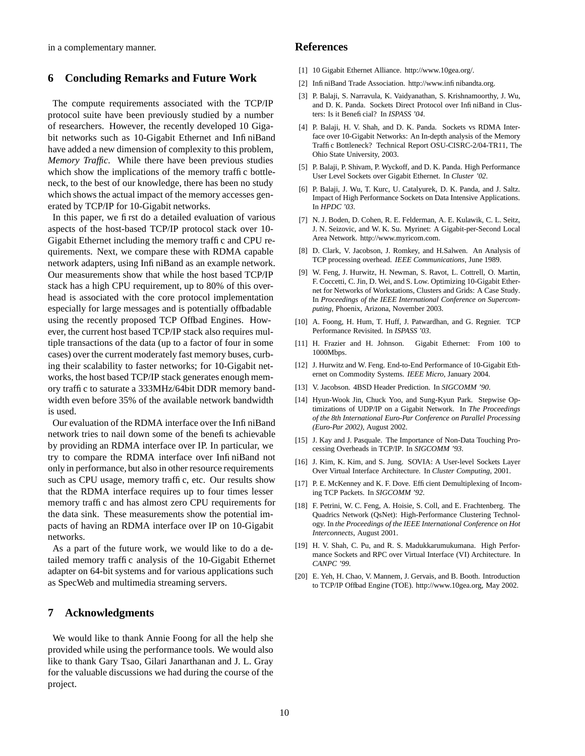in a complementary manner.

## 6 Concluding Remarks and Future Work

The compute requirements associated with the TCP/IP protocol suite have been previously studied by a number of researchers. However, the recently developed 10 Gigabit networks such as 10-Gigabit Ethernet and InfiniBand have added a new dimension of complexity to this problem, *Memory Traffic*. While there have been previous studies which show the implications of the memory traffic bottleneck, to the best of our knowledge, there has been no study which shows the actual impact of the memory accesses generated by TCP/IP for 10-Gigabit networks.

In this paper, we first do a detailed evaluation of various aspects of the host-based TCP/IP protocol stack over 10-Gigabit Ethernet including the memory traffic and CPU requirements. Next, we compare these with RDMA capable network adapters, using InfiniBand as an example network. Our measurements show that while the host based TCP/IP stack has a high CPU requirement, up to 80% of this overhead is associated with the core protocol implementation especially for large messages and is potentially offloadable using the recently proposed TCP Offload Engines. However, the current host based TCP/IP stack also requires multiple transactions of the data (up to a factor of four in some cases) over the current moderately fast memory buses, curbing their scalability to faster networks; for 10-Gigabit networks, the host based TCP/IP stack generates enough memory traffic to saturate a 333MHz/64bit DDR memory bandwidth even before 35% of the available network bandwidth is used.

Our evaluation of the RDMA interface over the InfiniBand network tries to nail down some of the benefits achievable by providing an RDMA interface over IP. In particular, we try to compare the RDMA interface over InfiniBand not only in performance, but also in other resource requirements such as CPU usage, memory traffic, etc. Our results show that the RDMA interface requires up to four times lesser memory traffic and has almost zero CPU requirements for the data sink. These measurements show the potential impacts of having an RDMA interface over IP on 10-Gigabit networks.

As a part of the future work, we would like to do a detailed memory traffic analysis of the 10-Gigabit Ethernet adapter on 64-bit systems and for various applications such as SpecWeb and multimedia streaming servers.

## 7 Acknowledgments

We would like to thank Annie Foong for all the help she provided while using the performance tools. We would also like to thank Gary Tsao, Gilari Janarthanan and J. L. Gray for the valuable discussions we had during the course of the project.

## References

[1] 10 Gigabit Ethernet Alliance. http://www.10gea.org/.

[2] InfiniBand Trade Association. http://www.infinibandta.org.

[3] P. Balaji, S. Narravula, K. Vaidyanathan, S. Krishnamoorthy, J. Wu, and D. K. Panda. Sockets Direct Protocol over InfiniBand in Clusters: Is it Beneficial? In *ISPASS '04*.

[4] P. Balaji, H. V. Shah, and D. K. Panda. Sockets vs RDMA Interface over 10-Gigabit Networks: An In-depth analysis of the Memory Traffic Bottleneck? Technical Report OSU-CISRC-2/04-TR11, The Ohio State University, 2003.

[5] P. Balaji, P. Shivam, P. Wyckoff, and D. K. Panda. High Performance User Level Sockets over Gigabit Ethernet. In *Cluster '02*.

[6] P. Balaji, J. Wu, T. Kurc, U. Catalyurek, D. K. Panda, and J. Saltz. Impact of High Performance Sockets on Data Intensive Applications. In *HPDC '03*.

[7] N. J. Boden, D. Cohen, R. E. Felderman, A. E. Kulawik, C. L. Seitz, J. N. Seizovic, and W. K. Su. Myrinet: A Gigabit-per-Second Local Area Network. http://www.myricom.com.

[8] D. Clark, V. Jacobson, J. Romkey, and H.Salwen. An Analysis of TCP processing overhead. *IEEE Communications*, June 1989.

[9] W. Feng, J. Hurwitz, H. Newman, S. Ravot, L. Cottrell, O. Martin, F. Coccetti, C. Jin, D. Wei, and S. Low. Optimizing 10-Gigabit Ethernet for Networks of Workstations, Clusters and Grids: A Case Study. In *Proceedings of the IEEE International Conference on Supercomputing*, Phoenix, Arizona, November 2003.

[10] A. Foong, H. Hum, T. Huff, J. Patwardhan, and G. Regnier. TCP Performance Revisited. In *ISPASS '03*.

[11] H. Frazier and H. Johnson. Gigabit Ethernet: From 100 to 1000Mbps.

[12] J. Hurwitz and W. Feng. End-to-End Performance of 10-Gigabit Ethernet on Commodity Systems. *IEEE Micro*, January 2004.

[13] V. Jacobson. 4BSD Header Prediction. In *SIGCOMM '90*.

[14] Hyun-Wook Jin, Chuck Yoo, and Sung-Kyun Park. Stepwise Optimizations of UDP/IP on a Gigabit Network. In *The Proceedings of the 8th International Euro-Par Conference on Parallel Processing (Euro-Par 2002)*, August 2002.

[15] J. Kay and J. Pasquale. The Importance of Non-Data Touching Processing Overheads in TCP/IP. In *SIGCOMM '93*.

[16] J. Kim, K. Kim, and S. Jung. SOVIA: A User-level Sockets Layer Over Virtual Interface Architecture. In *Cluster Computing*, 2001.

[17] P. E. McKenney and K. F. Dove. Efficient Demultiplexing of Incoming TCP Packets. In *SIGCOMM '92*.

[18] F. Petrini, W. C. Feng, A. Hoisie, S. Coll, and E. Frachtenberg. The Quadrics Network (QsNet): High-Performance Clustering Technology. In *the Proceedings of the IEEE International Conference on Hot Interconnects*, August 2001.

[19] H. V. Shah, C. Pu, and R. S. Madukkarumukumana. High Performance Sockets and RPC over Virtual Interface (VI) Architecture. In *CANPC '99*.

[20] E. Yeh, H. Chao, V. Mannem, J. Gervais, and B. Booth. Introduction to TCP/IP Offload Engine (TOE). http://www.10gea.org, May 2002.